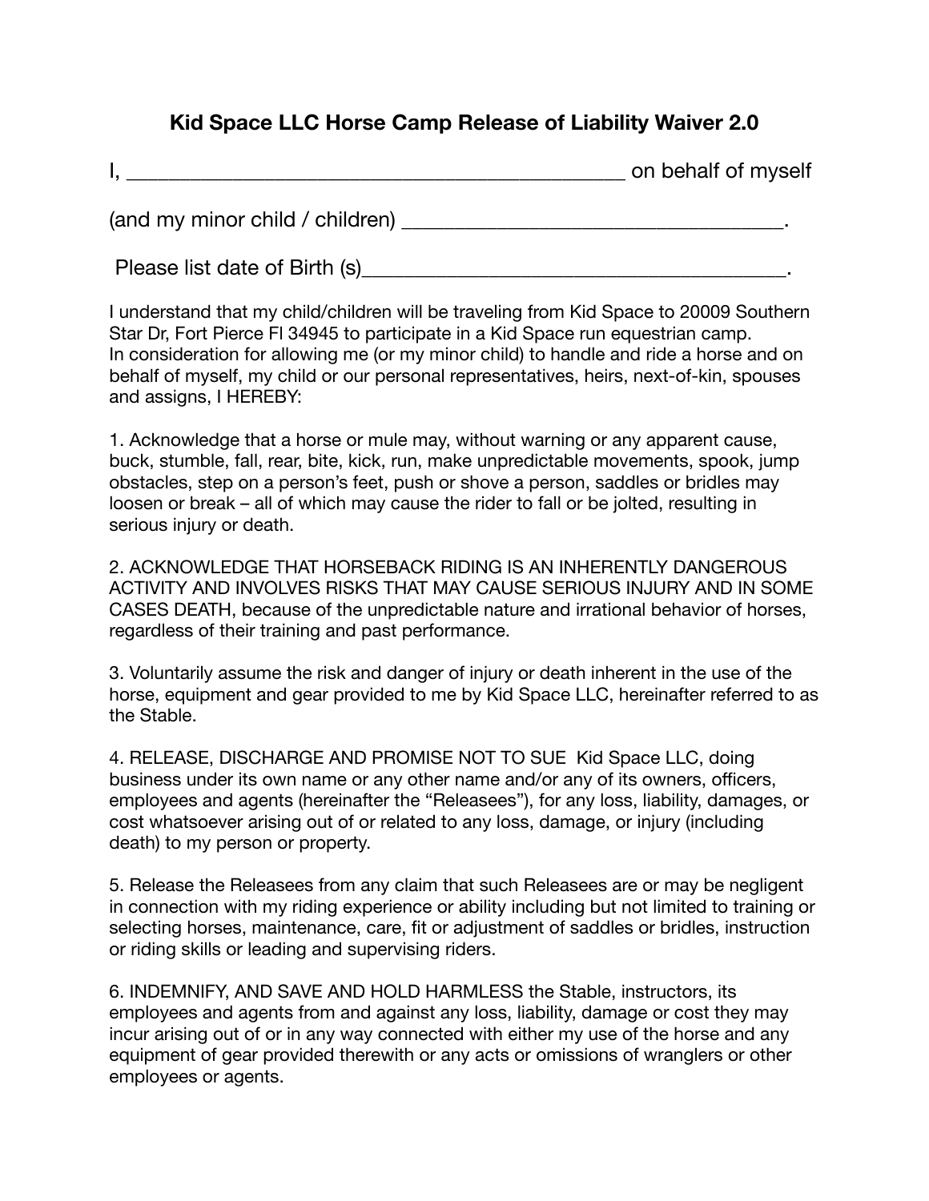# Kid Space LLC Horse Camp Release of Liability Waiver 2.0

I, _______________________________________________ on behalf of myself

(and my minor child / children) ___________________________________.

Please list date of Birth (s)_______________________________________.

I understand that my child/children will be traveling from Kid Space to 20009 Southern Star Dr, Fort Pierce Fl 34945 to participate in a Kid Space run equestrian camp.
In consideration for allowing me (or my minor child) to handle and ride a horse and on behalf of myself, my child or our personal representatives, heirs, next-of-kin, spouses and assigns, I HEREBY:

1. Acknowledge that a horse or mule may, without warning or any apparent cause, buck, stumble, fall, rear, bite, kick, run, make unpredictable movements, spook, jump obstacles, step on a person's feet, push or shove a person, saddles or bridles may loosen or break – all of which may cause the rider to fall or be jolted, resulting in serious injury or death.

2. ACKNOWLEDGE THAT HORSEBACK RIDING IS AN INHERENTLY DANGEROUS ACTIVITY AND INVOLVES RISKS THAT MAY CAUSE SERIOUS INJURY AND IN SOME CASES DEATH, because of the unpredictable nature and irrational behavior of horses, regardless of their training and past performance.

3. Voluntarily assume the risk and danger of injury or death inherent in the use of the horse, equipment and gear provided to me by Kid Space LLC, hereinafter referred to as the Stable.

4. RELEASE, DISCHARGE AND PROMISE NOT TO SUE Kid Space LLC, doing business under its own name or any other name and/or any of its owners, officers, employees and agents (hereinafter the "Releasees"), for any loss, liability, damages, or cost whatsoever arising out of or related to any loss, damage, or injury (including death) to my person or property.

5. Release the Releasees from any claim that such Releasees are or may be negligent in connection with my riding experience or ability including but not limited to training or selecting horses, maintenance, care, fit or adjustment of saddles or bridles, instruction or riding skills or leading and supervising riders.

6. INDEMNIFY, AND SAVE AND HOLD HARMLESS the Stable, instructors, its employees and agents from and against any loss, liability, damage or cost they may incur arising out of or in any way connected with either my use of the horse and any equipment of gear provided therewith or any acts or omissions of wranglers or other employees or agents.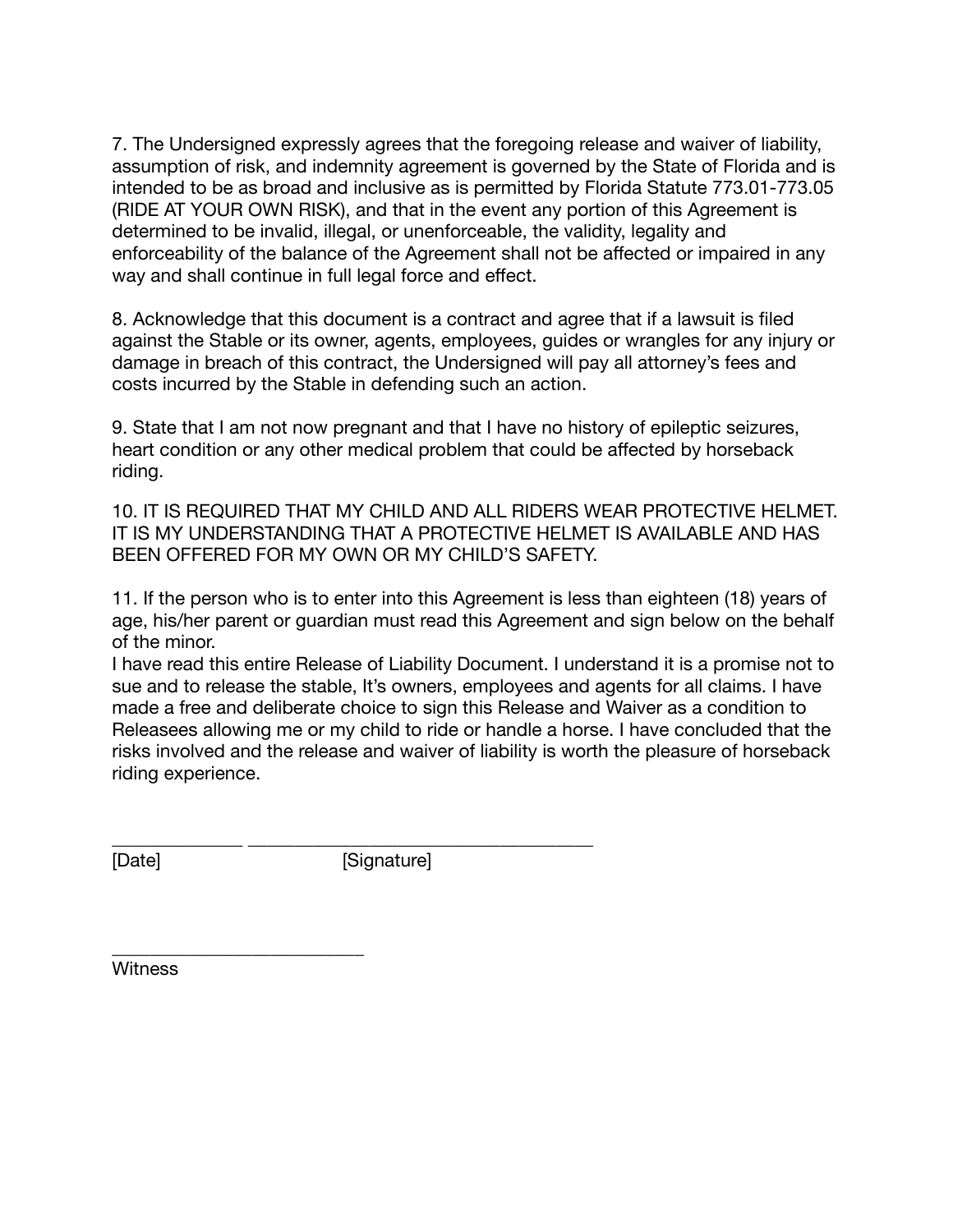7. The Undersigned expressly agrees that the foregoing release and waiver of liability, assumption of risk, and indemnity agreement is governed by the State of Florida and is intended to be as broad and inclusive as is permitted by Florida Statute 773.01-773.05 (RIDE AT YOUR OWN RISK), and that in the event any portion of this Agreement is determined to be invalid, illegal, or unenforceable, the validity, legality and enforceability of the balance of the Agreement shall not be affected or impaired in any way and shall continue in full legal force and effect.

8. Acknowledge that this document is a contract and agree that if a lawsuit is filed against the Stable or its owner, agents, employees, guides or wrangles for any injury or damage in breach of this contract, the Undersigned will pay all attorney's fees and costs incurred by the Stable in defending such an action.

9. State that I am not now pregnant and that I have no history of epileptic seizures, heart condition or any other medical problem that could be affected by horseback riding.

10. IT IS REQUIRED THAT MY CHILD AND ALL RIDERS WEAR PROTECTIVE HELMET. IT IS MY UNDERSTANDING THAT A PROTECTIVE HELMET IS AVAILABLE AND HAS BEEN OFFERED FOR MY OWN OR MY CHILD'S SAFETY.

11. If the person who is to enter into this Agreement is less than eighteen (18) years of age, his/her parent or guardian must read this Agreement and sign below on the behalf of the minor.

I have read this entire Release of Liability Document. I understand it is a promise not to sue and to release the stable, It's owners, employees and agents for all claims. I have made a free and deliberate choice to sign this Release and Waiver as a condition to Releasees allowing me or my child to ride or handle a horse. I have concluded that the risks involved and the release and waiver of liability is worth the pleasure of horseback riding experience.

______________ ____________________________________

[Date] [Signature]

__________________________

Witness